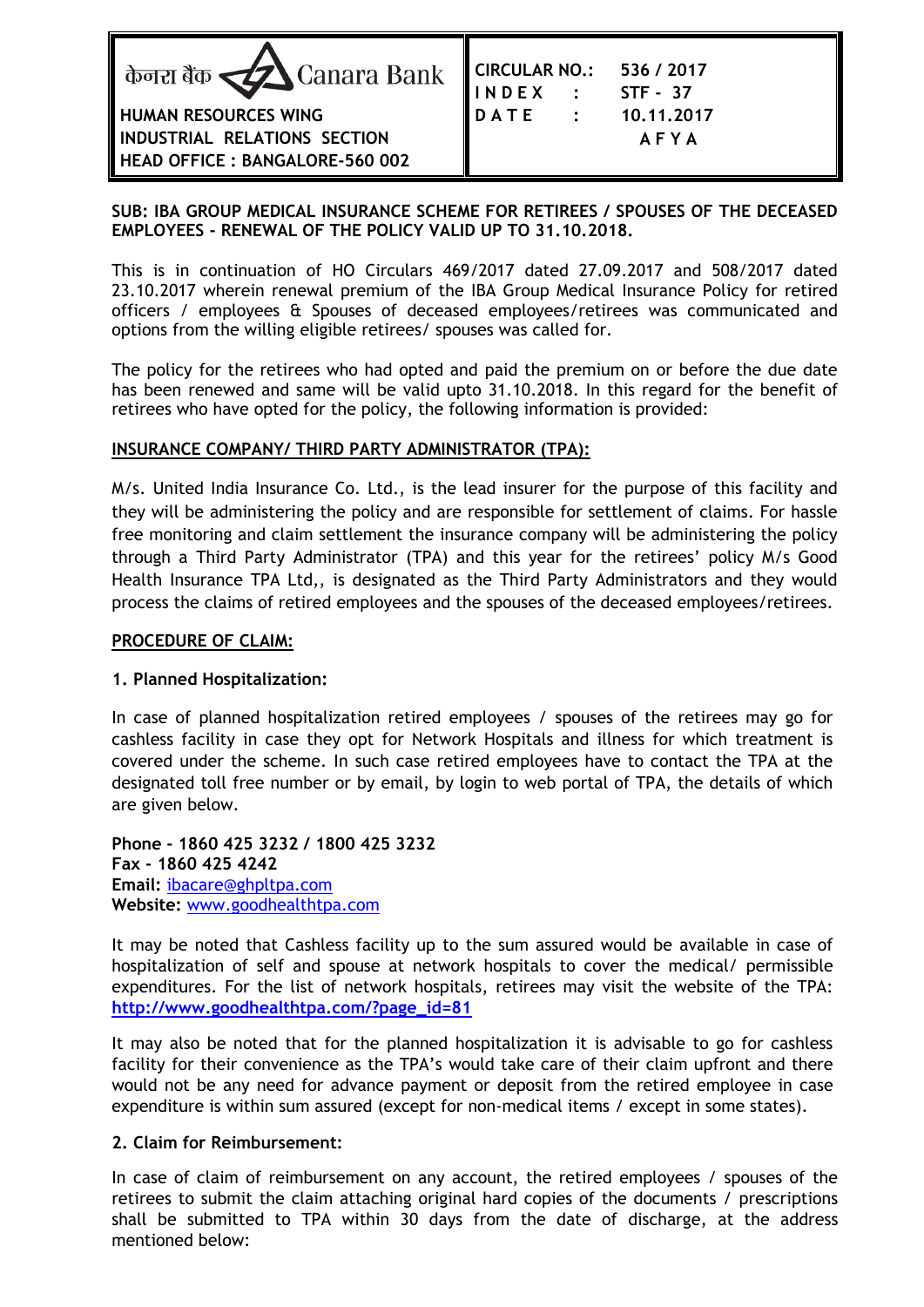| केनरा बैंक Canara Bank<br>HUMAN RESOURCES WING<br>INDUSTRIAL RELATIONS SECTION<br>HEAD OFFICE : BANGALORE-560 002 | CIRCULAR NO.: 536 / 2017<br>INDEX : STF - 37<br>DATE : 10.11.2017<br>AFYA |
|---|---|

**SUB: IBA GROUP MEDICAL INSURANCE SCHEME FOR RETIREES / SPOUSES OF THE DECEASED EMPLOYEES – RENEWAL OF THE POLICY VALID UP TO 31.10.2018.**

This is in continuation of HO Circulars 469/2017 dated 27.09.2017 and 508/2017 dated 23.10.2017 wherein renewal premium of the IBA Group Medical Insurance Policy for retired officers / employees & Spouses of deceased employees/retirees was communicated and options from the willing eligible retirees/ spouses was called for.

The policy for the retirees who had opted and paid the premium on or before the due date has been renewed and same will be valid upto 31.10.2018. In this regard for the benefit of retirees who have opted for the policy, the following information is provided:

**INSURANCE COMPANY/ THIRD PARTY ADMINISTRATOR (TPA):**

M/s. United India Insurance Co. Ltd., is the lead insurer for the purpose of this facility and they will be administering the policy and are responsible for settlement of claims. For hassle free monitoring and claim settlement the insurance company will be administering the policy through a Third Party Administrator (TPA) and this year for the retirees' policy M/s Good Health Insurance TPA Ltd,, is designated as the Third Party Administrators and they would process the claims of retired employees and the spouses of the deceased employees/retirees.

**PROCEDURE OF CLAIM:**

**1. Planned Hospitalization:**

In case of planned hospitalization retired employees / spouses of the retirees may go for cashless facility in case they opt for Network Hospitals and illness for which treatment is covered under the scheme. In such case retired employees have to contact the TPA at the designated toll free number or by email, by login to web portal of TPA, the details of which are given below.

**Phone - 1860 425 3232 / 1800 425 3232**
**Fax - 1860 425 4242**
**Email:** ibacare@ghpltpa.com
**Website:** www.goodhealthtpa.com

It may be noted that Cashless facility up to the sum assured would be available in case of hospitalization of self and spouse at network hospitals to cover the medical/ permissible expenditures. For the list of network hospitals, retirees may visit the website of the TPA: **http://www.goodhealthtpa.com/?page_id=81**

It may also be noted that for the planned hospitalization it is advisable to go for cashless facility for their convenience as the TPA's would take care of their claim upfront and there would not be any need for advance payment or deposit from the retired employee in case expenditure is within sum assured (except for non-medical items / except in some states).

**2. Claim for Reimbursement:**

In case of claim of reimbursement on any account, the retired employees / spouses of the retirees to submit the claim attaching original hard copies of the documents / prescriptions shall be submitted to TPA within 30 days from the date of discharge, at the address mentioned below: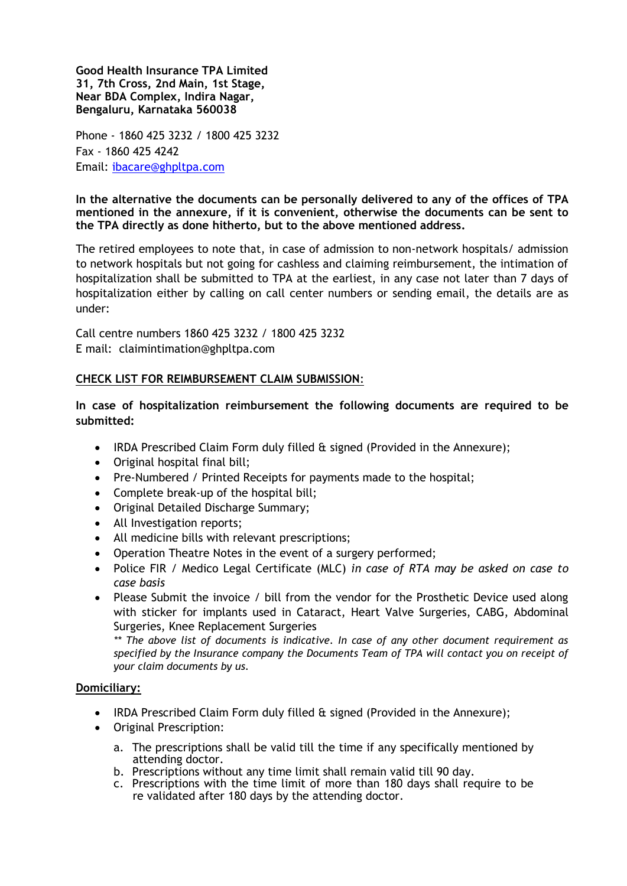**Good Health Insurance TPA Limited**
**31, 7th Cross, 2nd Main, 1st Stage,**
**Near BDA Complex, Indira Nagar,**
**Bengaluru, Karnataka 560038**

Phone - 1860 425 3232 / 1800 425 3232
Fax - 1860 425 4242
Email: ibacare@ghpltpa.com

**In the alternative the documents can be personally delivered to any of the offices of TPA mentioned in the annexure, if it is convenient, otherwise the documents can be sent to the TPA directly as done hitherto, but to the above mentioned address.**

The retired employees to note that, in case of admission to non-network hospitals/ admission to network hospitals but not going for cashless and claiming reimbursement, the intimation of hospitalization shall be submitted to TPA at the earliest, in any case not later than 7 days of hospitalization either by calling on call center numbers or sending email, the details are as under:

Call centre numbers 1860 425 3232 / 1800 425 3232
E mail: claimintimation@ghpltpa.com

## CHECK LIST FOR REIMBURSEMENT CLAIM SUBMISSION:

**In case of hospitalization reimbursement the following documents are required to be submitted:**

- IRDA Prescribed Claim Form duly filled & signed (Provided in the Annexure);
- Original hospital final bill;
- Pre-Numbered / Printed Receipts for payments made to the hospital;
- Complete break-up of the hospital bill;
- Original Detailed Discharge Summary;
- All Investigation reports;
- All medicine bills with relevant prescriptions;
- Operation Theatre Notes in the event of a surgery performed;
- Police FIR / Medico Legal Certificate (MLC) *in case of RTA may be asked on case to case basis*
- Please Submit the invoice / bill from the vendor for the Prosthetic Device used along with sticker for implants used in Cataract, Heart Valve Surgeries, CABG, Abdominal Surgeries, Knee Replacement Surgeries

  *\*\* The above list of documents is indicative. In case of any other document requirement as specified by the Insurance company the Documents Team of TPA will contact you on receipt of your claim documents by us.*

### Domiciliary:

- IRDA Prescribed Claim Form duly filled & signed (Provided in the Annexure);
- Original Prescription:

  a. The prescriptions shall be valid till the time if any specifically mentioned by attending doctor.
  b. Prescriptions without any time limit shall remain valid till 90 day.
  c. Prescriptions with the time limit of more than 180 days shall require to be re validated after 180 days by the attending doctor.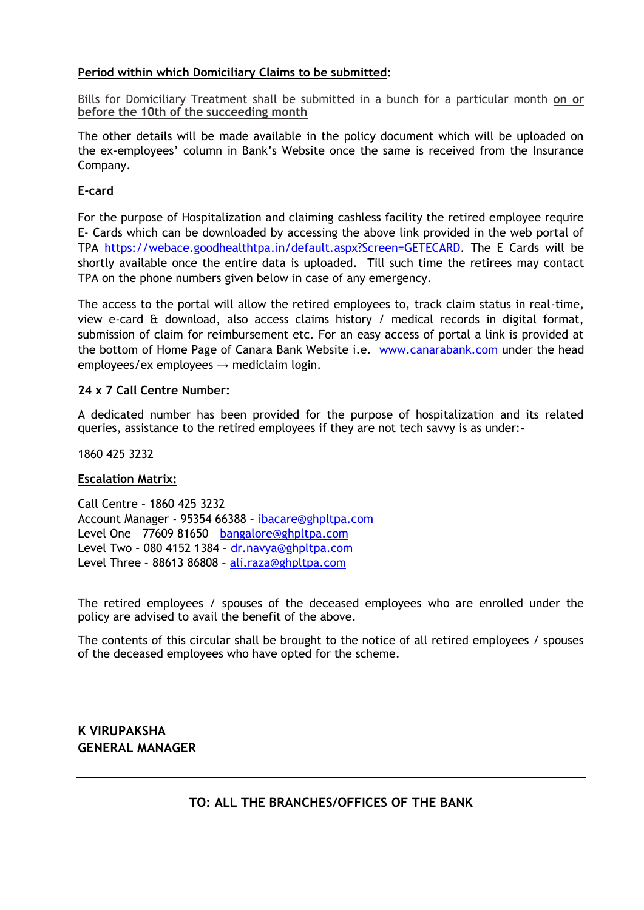**<u>Period within which Domiciliary Claims to be submitted</u>:**

Bills for Domiciliary Treatment shall be submitted in a bunch for a particular month **<u>on or before the 10th of the succeeding month</u>**

The other details will be made available in the policy document which will be uploaded on the ex-employees' column in Bank's Website once the same is received from the Insurance Company.

**E-card**

For the purpose of Hospitalization and claiming cashless facility the retired employee require E- Cards which can be downloaded by accessing the above link provided in the web portal of TPA https://webace.goodhealthtpa.in/default.aspx?Screen=GETECARD. The E Cards will be shortly available once the entire data is uploaded. Till such time the retirees may contact TPA on the phone numbers given below in case of any emergency.

The access to the portal will allow the retired employees to, track claim status in real-time, view e-card & download, also access claims history / medical records in digital format, submission of claim for reimbursement etc. For an easy access of portal a link is provided at the bottom of Home Page of Canara Bank Website i.e. www.canarabank.com under the head employees/ex employees → mediclaim login.

**24 x 7 Call Centre Number:**

A dedicated number has been provided for the purpose of hospitalization and its related queries, assistance to the retired employees if they are not tech savvy is as under:-

1860 425 3232

**<u>Escalation Matrix:</u>**

Call Centre – 1860 425 3232
Account Manager - 95354 66388 – ibacare@ghpltpa.com
Level One – 77609 81650 – bangalore@ghpltpa.com
Level Two – 080 4152 1384 – dr.navya@ghpltpa.com
Level Three – 88613 86808 – ali.raza@ghpltpa.com

The retired employees / spouses of the deceased employees who are enrolled under the policy are advised to avail the benefit of the above.

The contents of this circular shall be brought to the notice of all retired employees / spouses of the deceased employees who have opted for the scheme.

**K VIRUPAKSHA**
**GENERAL MANAGER**

---

**TO: ALL THE BRANCHES/OFFICES OF THE BANK**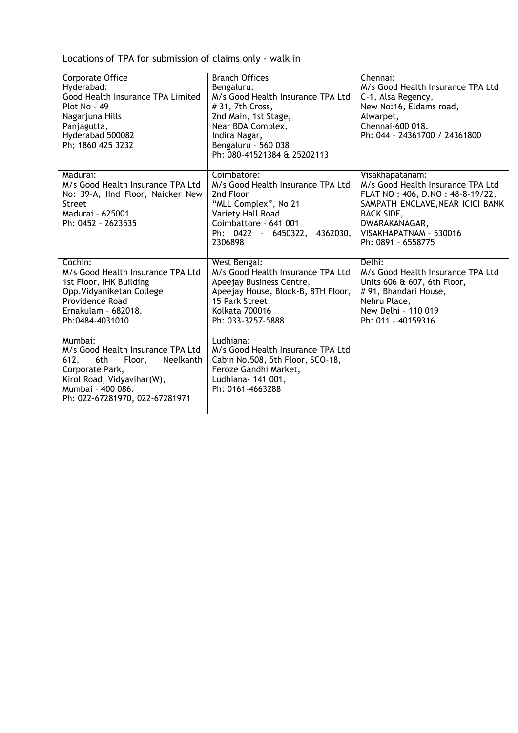Locations of TPA for submission of claims only - walk in

| | | |
|---|---|---|
| Corporate Office<br>Hyderabad:<br>Good Health Insurance TPA Limited<br>Plot No – 49<br>Nagarjuna Hills<br>Panjagutta,<br>Hyderabad 500082<br>Ph; 1860 425 3232 | Branch Offices<br>Bengaluru:<br>M/s Good Health Insurance TPA Ltd<br># 31, 7th Cross,<br>2nd Main, 1st Stage,<br>Near BDA Complex,<br>Indira Nagar,<br>Bengaluru – 560 038<br>Ph: 080-41521384 & 25202113 | Chennai:<br>M/s Good Health Insurance TPA Ltd<br>C-1, Alsa Regency,<br>New No:16, Eldams road,<br>Alwarpet,<br>Chennai-600 018.<br>Ph: 044 – 24361700 / 24361800 |
| Madurai:<br>M/s Good Health Insurance TPA Ltd<br>No: 39-A, IInd Floor, Naicker New Street<br>Madurai – 625001<br>Ph: 0452 – 2623535 | Coimbatore:<br>M/s Good Health Insurance TPA Ltd<br>2nd Floor<br>"MLL Complex", No 21<br>Variety Hall Road<br>Coimbattore – 641 001<br>Ph: 0422 – 6450322, 4362030, 2306898 | Visakhapatanam:<br>M/s Good Health Insurance TPA Ltd<br>FLAT NO : 406, D.NO : 48-8-19/22,<br>SAMPATH ENCLAVE,NEAR ICICI BANK BACK SIDE,<br>DWARAKANAGAR,<br>VISAKHAPATNAM – 530016<br>Ph: 0891 – 6558775 |
| Cochin:<br>M/s Good Health Insurance TPA Ltd<br>1st Floor, IHK Building<br>Opp.Vidyaniketan College<br>Providence Road<br>Ernakulam – 682018.<br>Ph:0484-4031010 | West Bengal:<br>M/s Good Health Insurance TPA Ltd<br>Apeejay Business Centre,<br>Apeejay House, Block-B, 8TH Floor,<br>15 Park Street,<br>Kolkata 700016<br>Ph: 033-3257-5888 | Delhi:<br>M/s Good Health Insurance TPA Ltd<br>Units 606 & 607, 6th Floor,<br># 91, Bhandari House,<br>Nehru Place,<br>New Delhi – 110 019<br>Ph: 011 – 40159316 |
| Mumbai:<br>M/s Good Health Insurance TPA Ltd<br>612, 6th Floor, Neelkanth Corporate Park,<br>Kirol Road, Vidyavihar(W),<br>Mumbai – 400 086.<br>Ph: 022-67281970, 022-67281971 | Ludhiana:<br>M/s Good Health Insurance TPA Ltd<br>Cabin No.508, 5th Floor, SCO-18,<br>Feroze Gandhi Market,<br>Ludhiana- 141 001,<br>Ph: 0161-4663288 | |